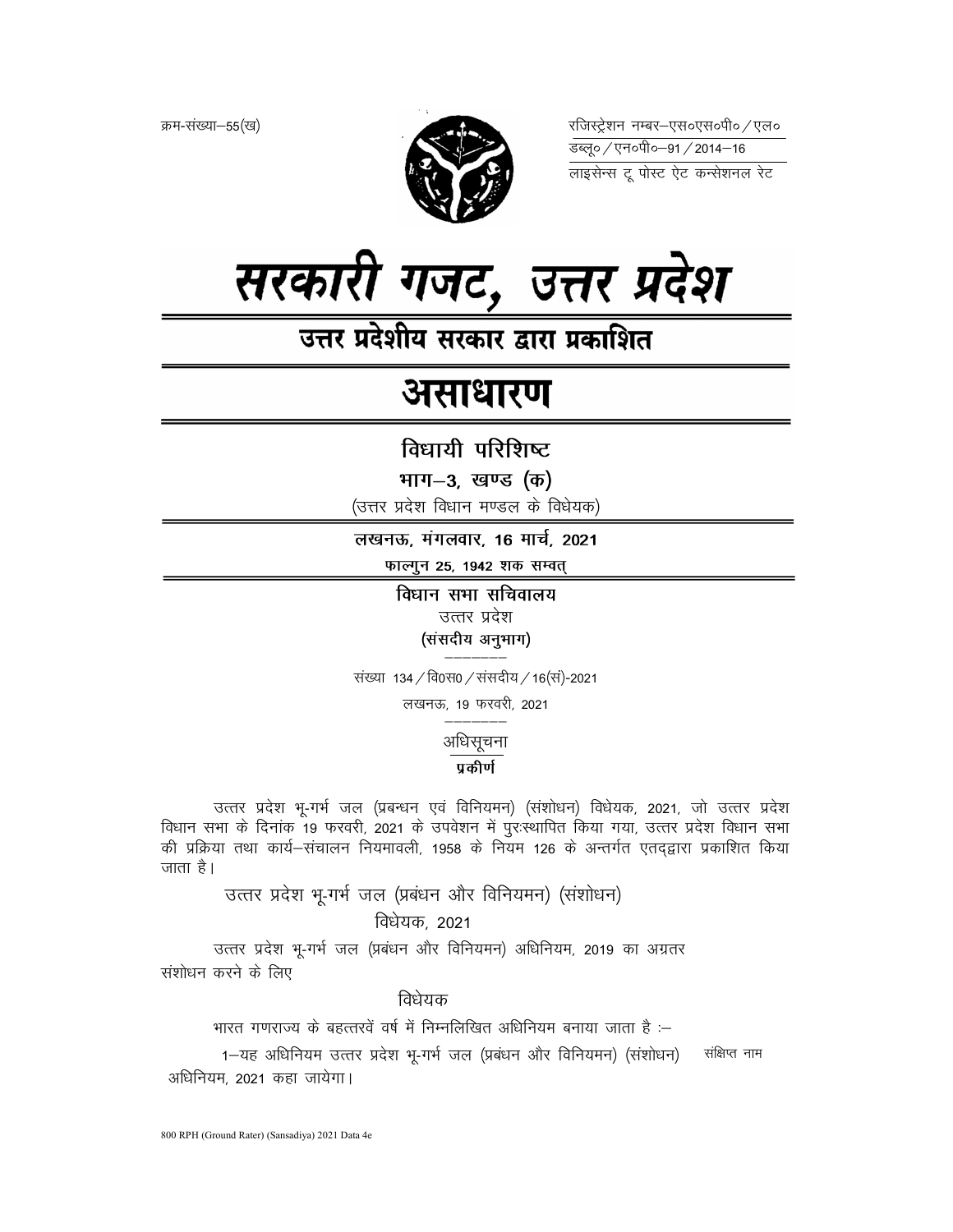क्रम-संख्या–55(ख)

रजिस्ट्रेशन नम्बर–एस०एस०पी० / एल०
डब्लू० / एन०पी०–91 / 2014–16
लाइसेन्स टू पोस्ट ऐट कन्सेशनल रेट

# सरकारी गजट, उत्तर प्रदेश

## उत्तर प्रदेशीय सरकार द्वारा प्रकाशित

# असाधारण

### विधायी परिशिष्ट

**भाग–3, खण्ड (क)**

(उत्तर प्रदेश विधान मण्डल के विधेयक)

**लखनऊ, मंगलवार, 16 मार्च, 2021**

**फाल्गुन 25, 1942 शक सम्वत्**

**विधान सभा सचिवालय**

उत्तर प्रदेश

**(संसदीय अनुभाग)**

संख्या 134 / वि0स0 / संसदीय / 16(सं)-2021

लखनऊ, 19 फरवरी, 2021

अधिसूचना

**प्रकीर्ण**

उत्तर प्रदेश भू-गर्भ जल (प्रबन्धन एवं विनियमन) (संशोधन) विधेयक, 2021, जो उत्तर प्रदेश विधान सभा के दिनांक 19 फरवरी, 2021 के उपवेशन में पुरःस्थापित किया गया, उत्तर प्रदेश विधान सभा की प्रक्रिया तथा कार्य–संचालन नियमावली, 1958 के नियम 126 के अन्तर्गत एतद्द्वारा प्रकाशित किया जाता है।

उत्तर प्रदेश भू-गर्भ जल (प्रबंधन और विनियमन) (संशोधन) विधेयक, 2021

उत्तर प्रदेश भू-गर्भ जल (प्रबंधन और विनियमन) अधिनियम, 2019 का अग्रतर संशोधन करने के लिए

विधेयक

भारत गणराज्य के बहत्तरवें वर्ष में निम्नलिखित अधिनियम बनाया जाता है :–

संक्षिप्त नाम

1–यह अधिनियम उत्तर प्रदेश भू-गर्भ जल (प्रबंधन और विनियमन) (संशोधन) अधिनियम, 2021 कहा जायेगा।

800 RPH (Ground Rater) (Sansadiya) 2021 Data 4e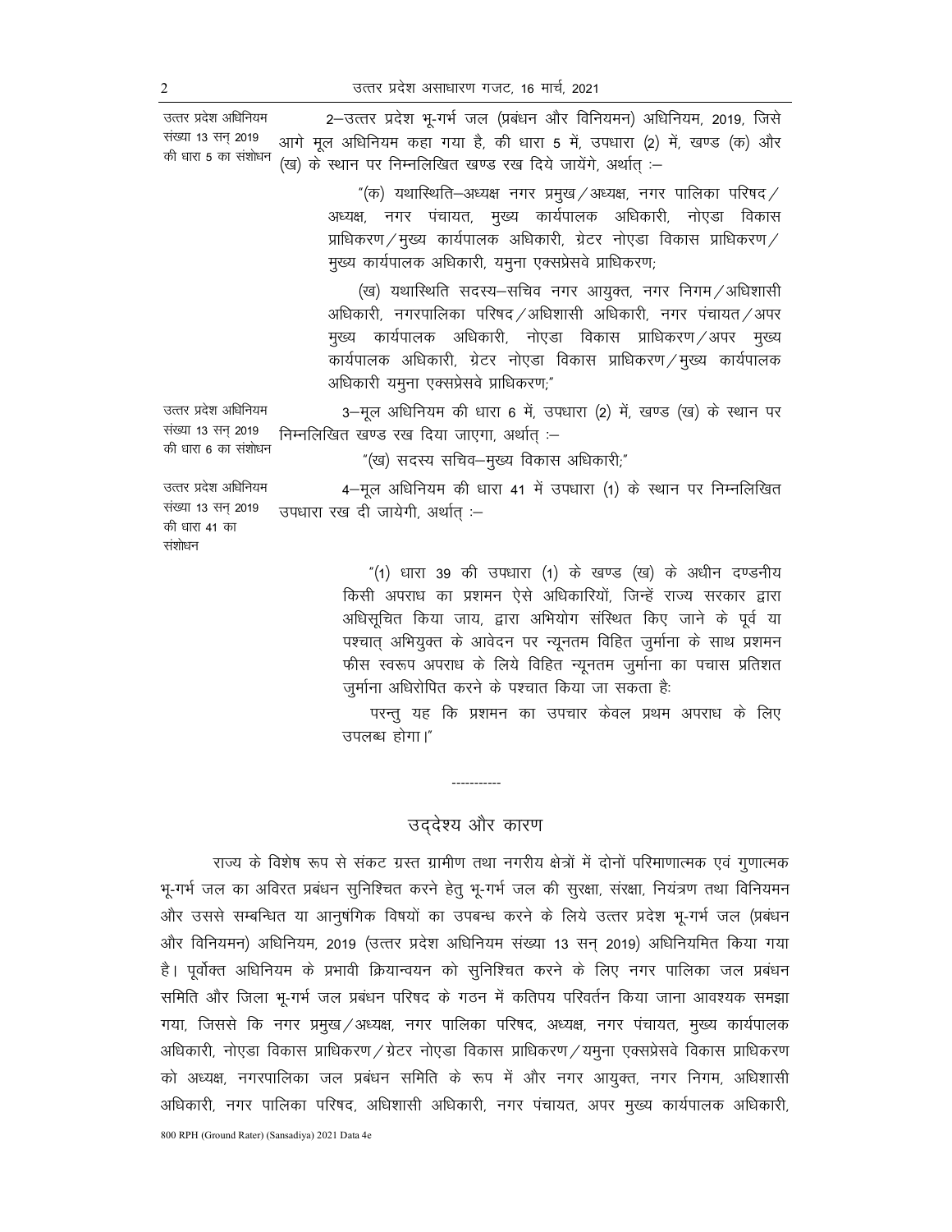उत्तर प्रदेश अधिनियम संख्या 13 सन् 2019 की धारा 5 का संशोधन

2–उत्तर प्रदेश भू-गर्भ जल (प्रबंधन और विनियमन) अधिनियम, 2019, जिसे आगे मूल अधिनियम कहा गया है, की धारा 5 में, उपधारा (2) में, खण्ड (क) और (ख) के स्थान पर निम्नलिखित खण्ड रख दिये जायेंगे, अर्थात् :–

"(क) यथास्थिति–अध्यक्ष नगर प्रमुख/अध्यक्ष, नगर पालिका परिषद/अध्यक्ष, नगर पंचायत, मुख्य कार्यपालक अधिकारी, नोएडा विकास प्राधिकरण/मुख्य कार्यपालक अधिकारी, ग्रेटर नोएडा विकास प्राधिकरण/मुख्य कार्यपालक अधिकारी, यमुना एक्सप्रेसवे प्राधिकरण;

(ख) यथास्थिति सदस्य–सचिव नगर आयुक्त, नगर निगम/अधिशासी अधिकारी, नगरपालिका परिषद/अधिशासी अधिकारी, नगर पंचायत/अपर मुख्य कार्यपालक अधिकारी, नोएडा विकास प्राधिकरण/अपर मुख्य कार्यपालक अधिकारी, ग्रेटर नोएडा विकास प्राधिकरण/मुख्य कार्यपालक अधिकारी यमुना एक्सप्रेसवे प्राधिकरण;"

उत्तर प्रदेश अधिनियम संख्या 13 सन् 2019 की धारा 6 का संशोधन

3–मूल अधिनियम की धारा 6 में, उपधारा (2) में, खण्ड (ख) के स्थान पर निम्नलिखित खण्ड रख दिया जाएगा, अर्थात् :–

"(ख) सदस्य सचिव–मुख्य विकास अधिकारी;"

उत्तर प्रदेश अधिनियम संख्या 13 सन् 2019 की धारा 41 का संशोधन

4–मूल अधिनियम की धारा 41 में उपधारा (1) के स्थान पर निम्नलिखित उपधारा रख दी जायेगी, अर्थात् :–

"(1) धारा 39 की उपधारा (1) के खण्ड (ख) के अधीन दण्डनीय किसी अपराध का प्रशमन ऐसे अधिकारियों, जिन्हें राज्य सरकार द्वारा अधिसूचित किया जाय, द्वारा अभियोग संस्थित किए जाने के पूर्व या पश्चात् अभियुक्त के आवेदन पर न्यूनतम विहित जुर्माना के साथ प्रशमन फीस स्वरूप अपराध के लिये विहित न्यूनतम जुर्माना का पचास प्रतिशत जुर्माना अधिरोपित करने के पश्चात किया जा सकता है:

परन्तु यह कि प्रशमन का उपचार केवल प्रथम अपराध के लिए उपलब्ध होगा।"

-----------

## उद्देश्य और कारण

राज्य के विशेष रूप से संकट ग्रस्त ग्रामीण तथा नगरीय क्षेत्रों में दोनों परिमाणात्मक एवं गुणात्मक भू-गर्भ जल का अविरत प्रबंधन सुनिश्चित करने हेतु भू-गर्भ जल की सुरक्षा, संरक्षा, नियंत्रण तथा विनियमन और उससे सम्बन्धित या आनुषंगिक विषयों का उपबन्ध करने के लिये उत्तर प्रदेश भू-गर्भ जल (प्रबंधन और विनियमन) अधिनियम, 2019 (उत्तर प्रदेश अधिनियम संख्या 13 सन् 2019) अधिनियमित किया गया है। पूर्वोक्त अधिनियम के प्रभावी क्रियान्वयन को सुनिश्चित करने के लिए नगर पालिका जल प्रबंधन समिति और जिला भू-गर्भ जल प्रबंधन परिषद के गठन में कतिपय परिवर्तन किया जाना आवश्यक समझा गया, जिससे कि नगर प्रमुख/अध्यक्ष, नगर पालिका परिषद, अध्यक्ष, नगर पंचायत, मुख्य कार्यपालक अधिकारी, नोएडा विकास प्राधिकरण/ग्रेटर नोएडा विकास प्राधिकरण/यमुना एक्सप्रेसवे विकास प्राधिकरण को अध्यक्ष, नगरपालिका जल प्रबंधन समिति के रूप में और नगर आयुक्त, नगर निगम, अधिशासी अधिकारी, नगर पालिका परिषद, अधिशासी अधिकारी, नगर पंचायत, अपर मुख्य कार्यपालक अधिकारी,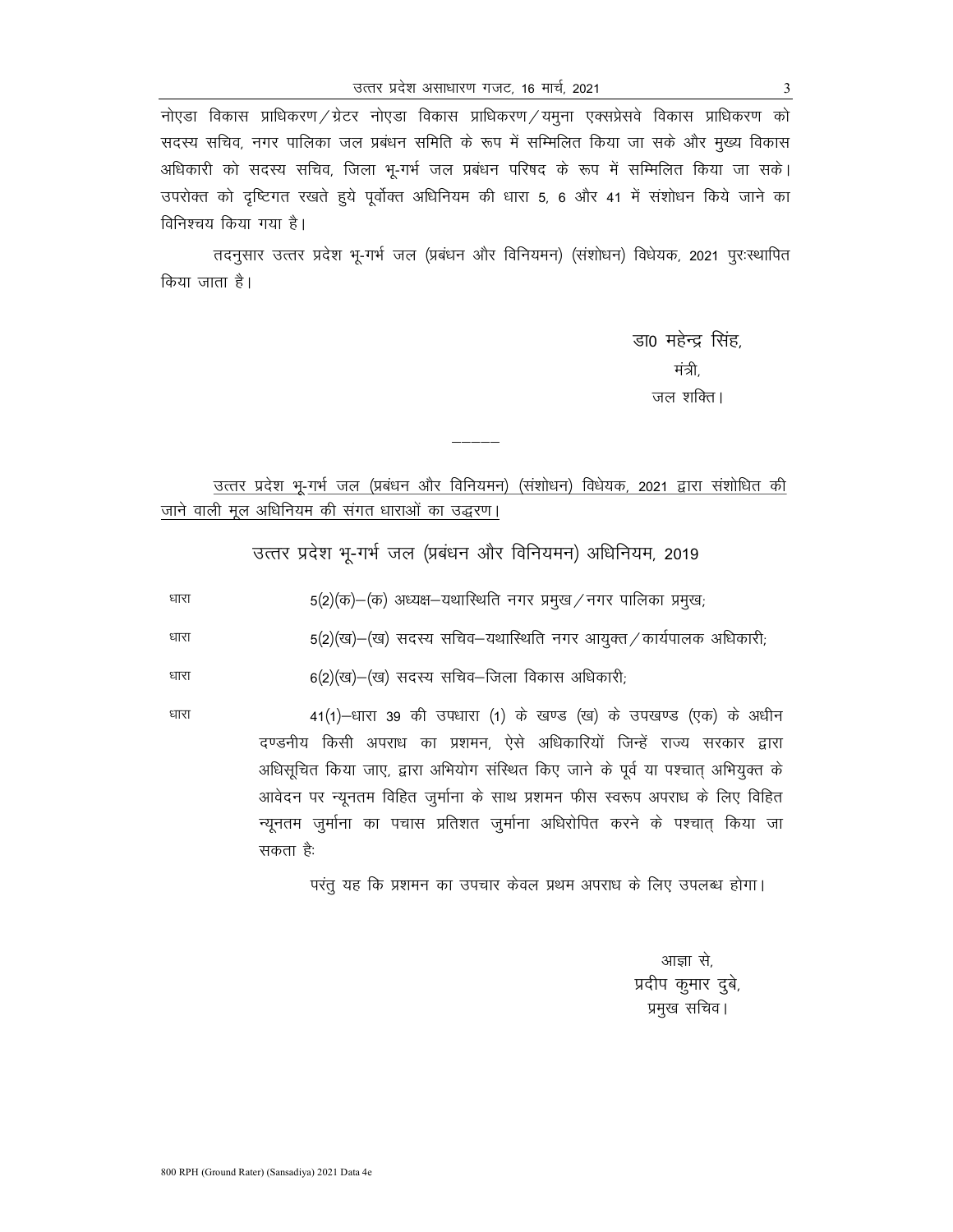नोएडा विकास प्राधिकरण/ग्रेटर नोएडा विकास प्राधिकरण/यमुना एक्सप्रेसवे विकास प्राधिकरण को सदस्य सचिव, नगर पालिका जल प्रबंधन समिति के रूप में सम्मिलित किया जा सके और मुख्य विकास अधिकारी को सदस्य सचिव, जिला भू-गर्भ जल प्रबंधन परिषद के रूप में सम्मिलित किया जा सके। उपरोक्त को दृष्टिगत रखते हुये पूर्वोक्त अधिनियम की धारा 5, 6 और 41 में संशोधन किये जाने का विनिश्चय किया गया है।

तदनुसार उत्तर प्रदेश भू-गर्भ जल (प्रबंधन और विनियमन) (संशोधन) विधेयक, 2021 पुरःस्थापित किया जाता है।

डा0 महेन्द्र सिंह,
मंत्री,
जल शक्ति।

-----

उत्तर प्रदेश भू-गर्भ जल (प्रबंधन और विनियमन) (संशोधन) विधेयक, 2021 द्वारा संशोधित की जाने वाली मूल अधिनियम की संगत धाराओं का उद्धरण।

## उत्तर प्रदेश भू-गर्भ जल (प्रबंधन और विनियमन) अधिनियम, 2019

धारा 5(2)(क)—(क) अध्यक्ष—यथास्थिति नगर प्रमुख/नगर पालिका प्रमुख;

धारा 5(2)(ख)—(ख) सदस्य सचिव—यथास्थिति नगर आयुक्त/कार्यपालक अधिकारी;

धारा 6(2)(ख)—(ख) सदस्य सचिव—जिला विकास अधिकारी;

धारा 41(1)—धारा 39 की उपधारा (1) के खण्ड (ख) के उपखण्ड (एक) के अधीन दण्डनीय किसी अपराध का प्रशमन, ऐसे अधिकारियों जिन्हें राज्य सरकार द्वारा अधिसूचित किया जाए, द्वारा अभियोग संस्थित किए जाने के पूर्व या पश्चात् अभियुक्त के आवेदन पर न्यूनतम विहित जुर्माना के साथ प्रशमन फीस स्वरूप अपराध के लिए विहित न्यूनतम जुर्माना का पचास प्रतिशत जुर्माना अधिरोपित करने के पश्चात् किया जा सकता हैः

परंतु यह कि प्रशमन का उपचार केवल प्रथम अपराध के लिए उपलब्ध होगा।

आज्ञा से,
प्रदीप कुमार दुबे,
प्रमुख सचिव।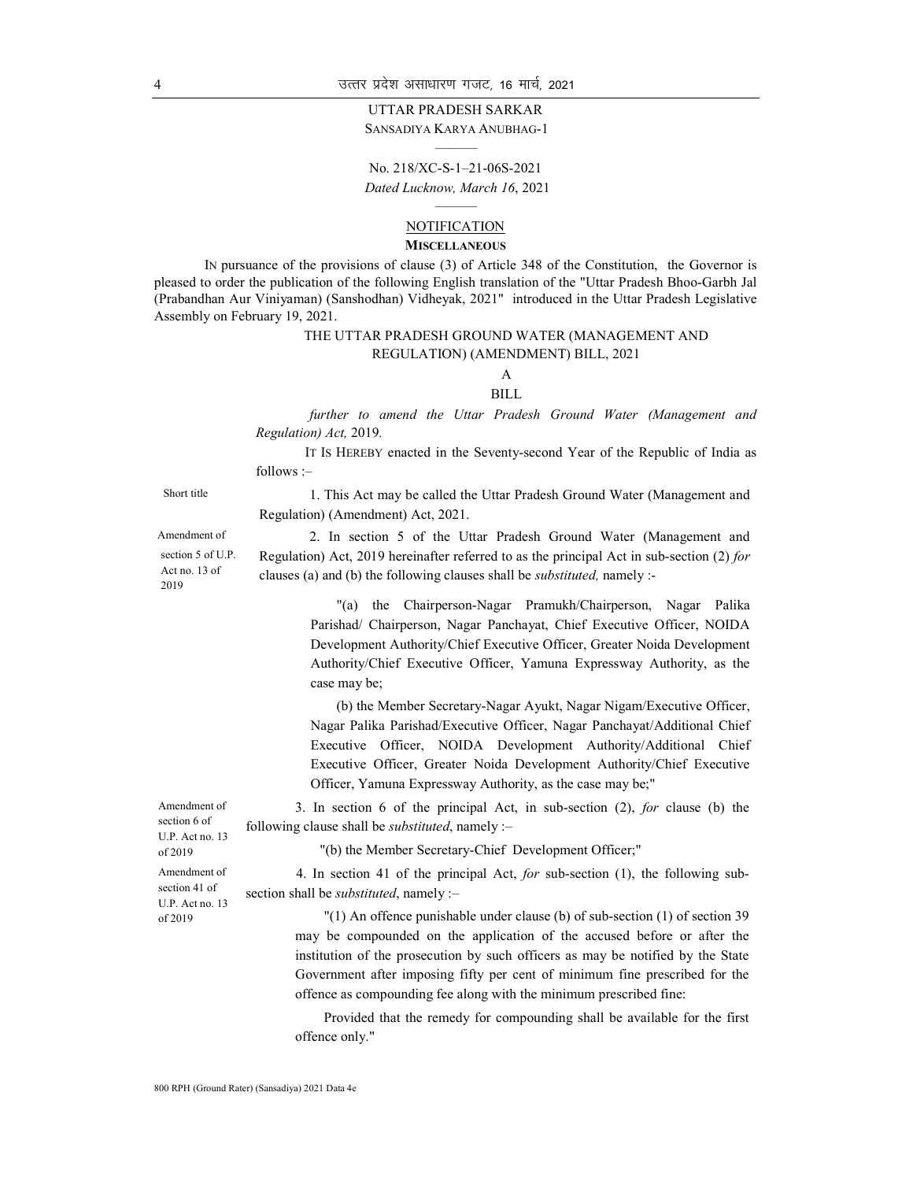UTTAR PRADESH SARKAR

SANSADIYA KARYA ANUBHAG-1

———

No. 218/XC-S-1–21-06S-2021

*Dated Lucknow, March 16*, 2021

———

NOTIFICATION

**MISCELLANEOUS**

IN pursuance of the provisions of clause (3) of Article 348 of the Constitution, the Governor is pleased to order the publication of the following English translation of the "Uttar Pradesh Bhoo-Garbh Jal (Prabandhan Aur Viniyaman) (Sanshodhan) Vidheyak, 2021" introduced in the Uttar Pradesh Legislative Assembly on February 19, 2021.

THE UTTAR PRADESH GROUND WATER (MANAGEMENT AND REGULATION) (AMENDMENT) BILL, 2021

A

BILL

*further to amend the Uttar Pradesh Ground Water (Management and Regulation) Act,* 2019.

IT IS HEREBY enacted in the Seventy-second Year of the Republic of India as follows :–

Short title

1. This Act may be called the Uttar Pradesh Ground Water (Management and Regulation) (Amendment) Act, 2021.

Amendment of section 5 of U.P. Act no. 13 of 2019

2. In section 5 of the Uttar Pradesh Ground Water (Management and Regulation) Act, 2019 hereinafter referred to as the principal Act in sub-section (2) *for* clauses (a) and (b) the following clauses shall be *substituted,* namely :-

"(a) the Chairperson-Nagar Pramukh/Chairperson, Nagar Palika Parishad/ Chairperson, Nagar Panchayat, Chief Executive Officer, NOIDA Development Authority/Chief Executive Officer, Greater Noida Development Authority/Chief Executive Officer, Yamuna Expressway Authority, as the case may be;

(b) the Member Secretary-Nagar Ayukt, Nagar Nigam/Executive Officer, Nagar Palika Parishad/Executive Officer, Nagar Panchayat/Additional Chief Executive Officer, NOIDA Development Authority/Additional Chief Executive Officer, Greater Noida Development Authority/Chief Executive Officer, Yamuna Expressway Authority, as the case may be;"

Amendment of section 6 of U.P. Act no. 13 of 2019

3. In section 6 of the principal Act, in sub-section (2), *for* clause (b) the following clause shall be *substituted*, namely :–

"(b) the Member Secretary-Chief Development Officer;"

Amendment of section 41 of U.P. Act no. 13 of 2019

4. In section 41 of the principal Act, *for* sub-section (1), the following sub-section shall be *substituted*, namely :–

"(1) An offence punishable under clause (b) of sub-section (1) of section 39 may be compounded on the application of the accused before or after the institution of the prosecution by such officers as may be notified by the State Government after imposing fifty per cent of minimum fine prescribed for the offence as compounding fee along with the minimum prescribed fine:

Provided that the remedy for compounding shall be available for the first offence only."

800 RPH (Ground Rater) (Sansadiya) 2021 Data 4e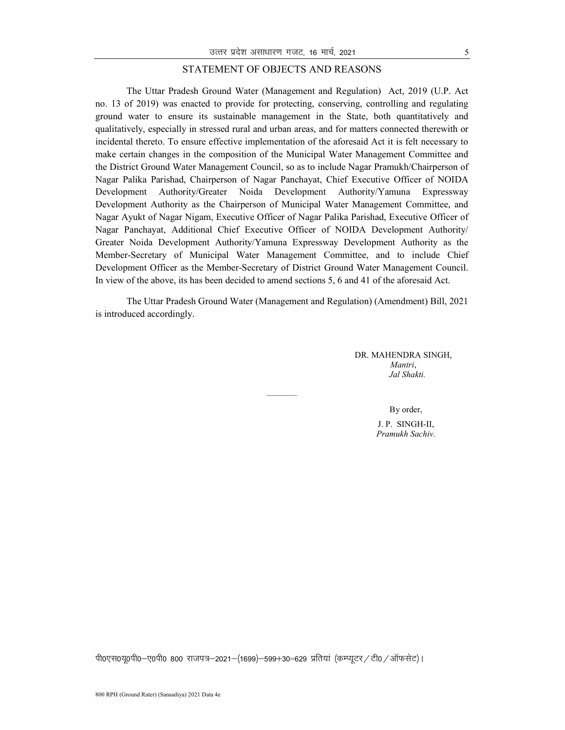## STATEMENT OF OBJECTS AND REASONS

The Uttar Pradesh Ground Water (Management and Regulation) Act, 2019 (U.P. Act no. 13 of 2019) was enacted to provide for protecting, conserving, controlling and regulating ground water to ensure its sustainable management in the State, both quantitatively and qualitatively, especially in stressed rural and urban areas, and for matters connected therewith or incidental thereto. To ensure effective implementation of the aforesaid Act it is felt necessary to make certain changes in the composition of the Municipal Water Management Committee and the District Ground Water Management Council, so as to include Nagar Pramukh/Chairperson of Nagar Palika Parishad, Chairperson of Nagar Panchayat, Chief Executive Officer of NOIDA Development Authority/Greater Noida Development Authority/Yamuna Expressway Development Authority as the Chairperson of Municipal Water Management Committee, and Nagar Ayukt of Nagar Nigam, Executive Officer of Nagar Palika Parishad, Executive Officer of Nagar Panchayat, Additional Chief Executive Officer of NOIDA Development Authority/ Greater Noida Development Authority/Yamuna Expressway Development Authority as the Member-Secretary of Municipal Water Management Committee, and to include Chief Development Officer as the Member-Secretary of District Ground Water Management Council. In view of the above, its has been decided to amend sections 5, 6 and 41 of the aforesaid Act.

The Uttar Pradesh Ground Water (Management and Regulation) (Amendment) Bill, 2021 is introduced accordingly.

DR. MAHENDRA SINGH,
*Mantri*,
*Jal Shakti.*

---

By order,

J. P. SINGH-II,
*Pramukh Sachiv.*

पी0एस0यू0पी0–ए0पी0 800 राजपत्र–2021–(1699)–599+30=629 प्रतियां (कम्प्यूटर / टी0 / ऑफसेट)।

800 RPH (Ground Rater) (Sansadiya) 2021 Data 4e